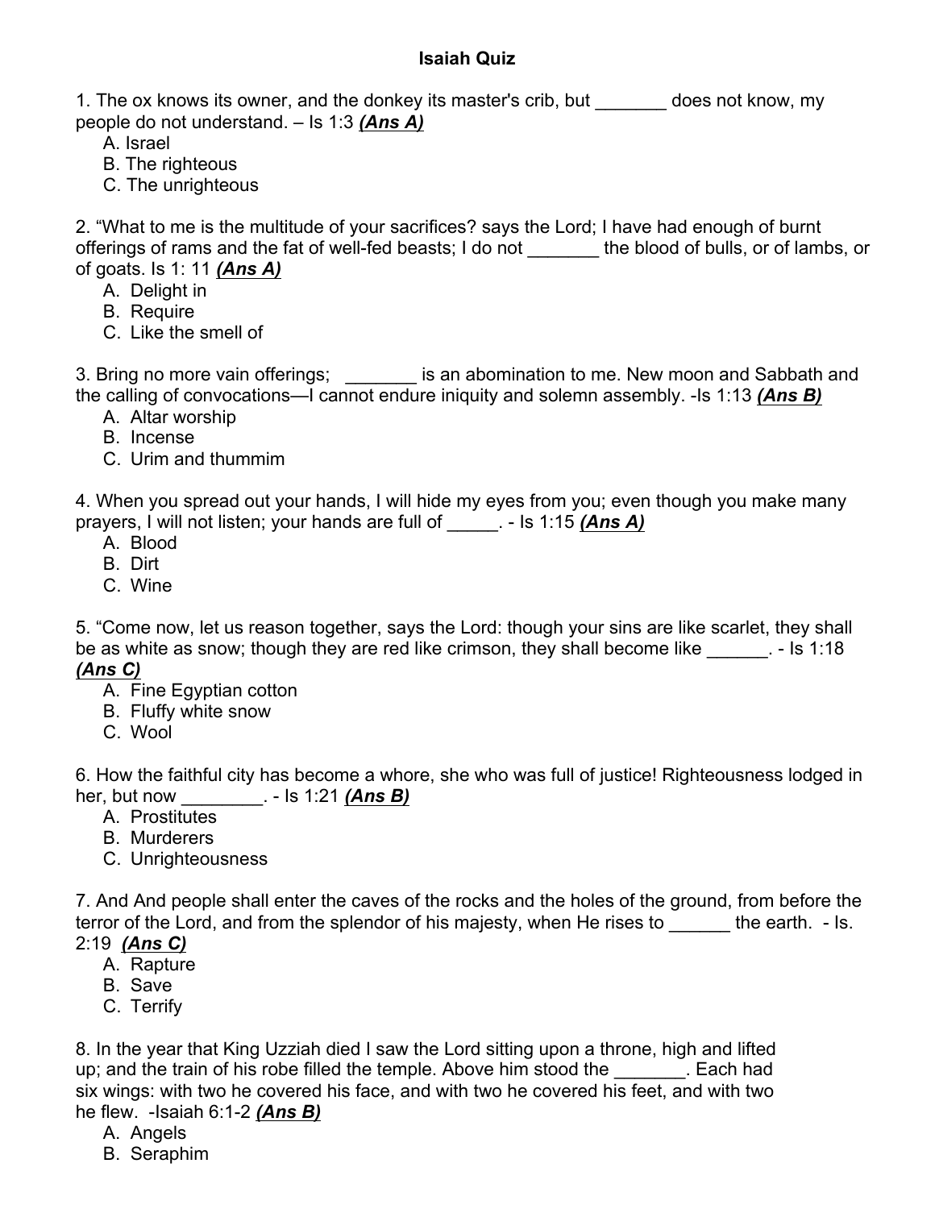# Isaiah Quiz

1. The ox knows its owner, and the donkey its master's crib, but _______ does not know, my people do not understand. – Is 1:3 ***(Ans A)***
   - A. Israel
   - B. The righteous
   - C. The unrighteous

2. "What to me is the multitude of your sacrifices? says the Lord; I have had enough of burnt offerings of rams and the fat of well-fed beasts; I do not _______ the blood of bulls, or of lambs, or of goats. Is 1: 11 ***(Ans A)***
   - A. Delight in
   - B. Require
   - C. Like the smell of

3. Bring no more vain offerings; _______ is an abomination to me. New moon and Sabbath and the calling of convocations—I cannot endure iniquity and solemn assembly. -Is 1:13 ***(Ans B)***
   - A. Altar worship
   - B. Incense
   - C. Urim and thummim

4. When you spread out your hands, I will hide my eyes from you; even though you make many prayers, I will not listen; your hands are full of _____. - Is 1:15 ***(Ans A)***
   - A. Blood
   - B. Dirt
   - C. Wine

5. "Come now, let us reason together, says the Lord: though your sins are like scarlet, they shall be as white as snow; though they are red like crimson, they shall become like ______. - Is 1:18 ***(Ans C)***
   - A. Fine Egyptian cotton
   - B. Fluffy white snow
   - C. Wool

6. How the faithful city has become a whore, she who was full of justice! Righteousness lodged in her, but now ________. - Is 1:21 ***(Ans B)***
   - A. Prostitutes
   - B. Murderers
   - C. Unrighteousness

7. And And people shall enter the caves of the rocks and the holes of the ground, from before the terror of the Lord, and from the splendor of his majesty, when He rises to ______ the earth. - Is. 2:19 ***(Ans C)***
   - A. Rapture
   - B. Save
   - C. Terrify

8. In the year that King Uzziah died I saw the Lord sitting upon a throne, high and lifted up; and the train of his robe filled the temple. Above him stood the _______. Each had six wings: with two he covered his face, and with two he covered his feet, and with two he flew. -Isaiah 6:1-2 ***(Ans B)***
   - A. Angels
   - B. Seraphim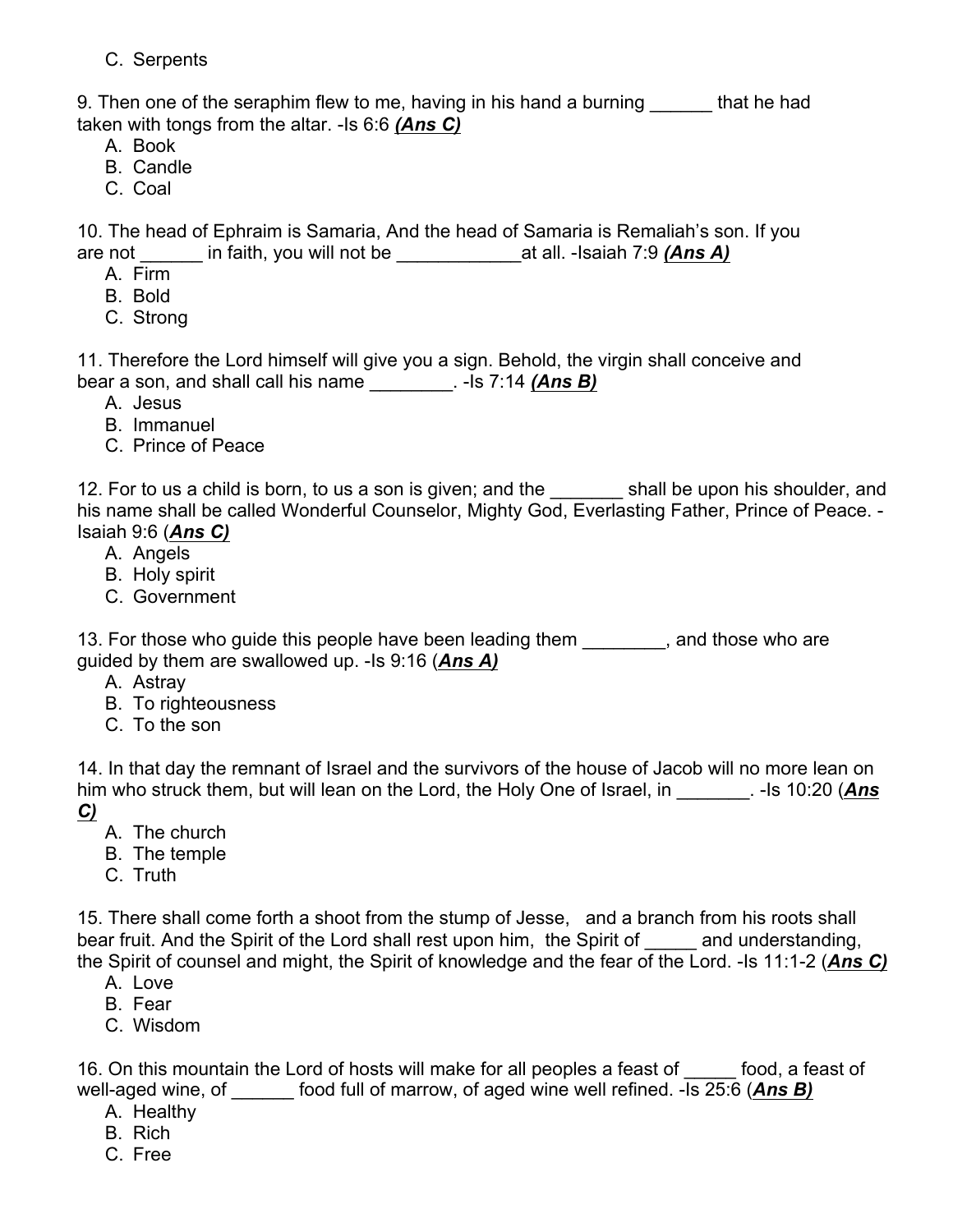C. Serpents

9. Then one of the seraphim flew to me, having in his hand a burning ______ that he had taken with tongs from the altar. -Is 6:6 ***(Ans C)***

A. Book
B. Candle
C. Coal

10. The head of Ephraim is Samaria, And the head of Samaria is Remaliah's son. If you are not ______ in faith, you will not be ____________at all. -Isaiah 7:9 ***(Ans A)***

A. Firm
B. Bold
C. Strong

11. Therefore the Lord himself will give you a sign. Behold, the virgin shall conceive and bear a son, and shall call his name ________. -Is 7:14 ***(Ans B)***

A. Jesus
B. Immanuel
C. Prince of Peace

12. For to us a child is born, to us a son is given; and the _______ shall be upon his shoulder, and his name shall be called Wonderful Counselor, Mighty God, Everlasting Father, Prince of Peace. -Isaiah 9:6 (***Ans C)***

A. Angels
B. Holy spirit
C. Government

13. For those who guide this people have been leading them ________, and those who are guided by them are swallowed up. -Is 9:16 (***Ans A)***

A. Astray
B. To righteousness
C. To the son

14. In that day the remnant of Israel and the survivors of the house of Jacob will no more lean on him who struck them, but will lean on the Lord, the Holy One of Israel, in _______. -Is 10:20 (***Ans C)***

A. The church
B. The temple
C. Truth

15. There shall come forth a shoot from the stump of Jesse, and a branch from his roots shall bear fruit. And the Spirit of the Lord shall rest upon him, the Spirit of _____ and understanding, the Spirit of counsel and might, the Spirit of knowledge and the fear of the Lord. -Is 11:1-2 (***Ans C)***

A. Love
B. Fear
C. Wisdom

16. On this mountain the Lord of hosts will make for all peoples a feast of _____ food, a feast of well-aged wine, of ______ food full of marrow, of aged wine well refined. -Is 25:6 (***Ans B)***

A. Healthy
B. Rich
C. Free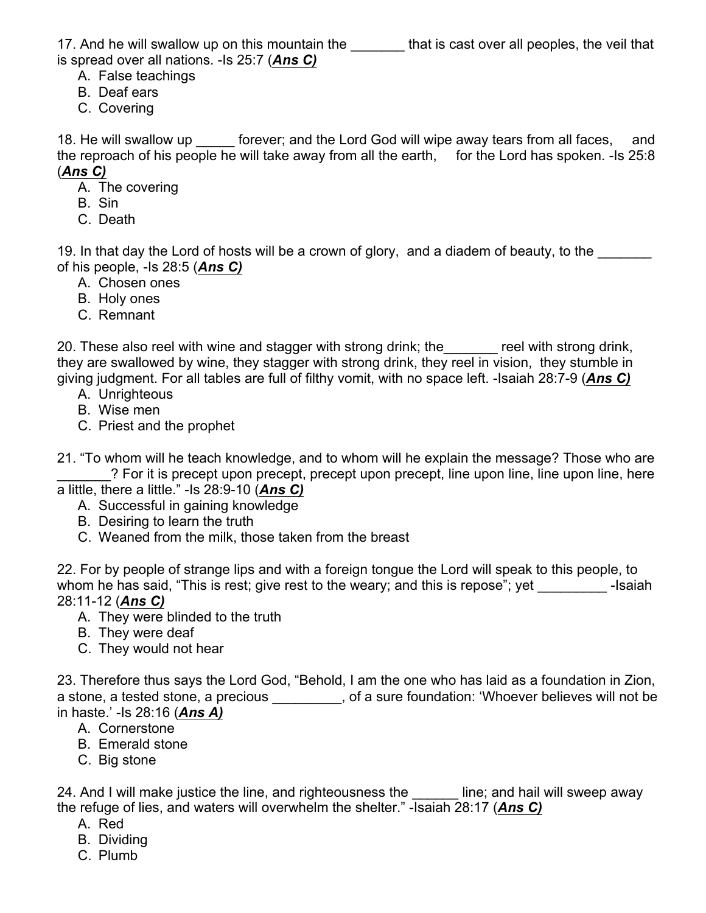17. And he will swallow up on this mountain the _______ that is cast over all peoples, the veil that is spread over all nations. -Is 25:7 (***Ans C)***

A. False teachings
B. Deaf ears
C. Covering

18. He will swallow up _____ forever; and the Lord God will wipe away tears from all faces, and the reproach of his people he will take away from all the earth, for the Lord has spoken. -Is 25:8 (***Ans C)***

A. The covering
B. Sin
C. Death

19. In that day the Lord of hosts will be a crown of glory, and a diadem of beauty, to the _______ of his people, -Is 28:5 (***Ans C)***

A. Chosen ones
B. Holy ones
C. Remnant

20. These also reel with wine and stagger with strong drink; the_______ reel with strong drink, they are swallowed by wine, they stagger with strong drink, they reel in vision, they stumble in giving judgment. For all tables are full of filthy vomit, with no space left. -Isaiah 28:7-9 (***Ans C)***

A. Unrighteous
B. Wise men
C. Priest and the prophet

21. "To whom will he teach knowledge, and to whom will he explain the message? Those who are _______? For it is precept upon precept, precept upon precept, line upon line, line upon line, here a little, there a little." -Is 28:9-10 (***Ans C)***

A. Successful in gaining knowledge
B. Desiring to learn the truth
C. Weaned from the milk, those taken from the breast

22. For by people of strange lips and with a foreign tongue the Lord will speak to this people, to whom he has said, "This is rest; give rest to the weary; and this is repose"; yet _________ -Isaiah 28:11-12 (***Ans C)***

A. They were blinded to the truth
B. They were deaf
C. They would not hear

23. Therefore thus says the Lord God, "Behold, I am the one who has laid as a foundation in Zion, a stone, a tested stone, a precious _________, of a sure foundation: 'Whoever believes will not be in haste.' -Is 28:16 (***Ans A)***

A. Cornerstone
B. Emerald stone
C. Big stone

24. And I will make justice the line, and righteousness the ______ line; and hail will sweep away the refuge of lies, and waters will overwhelm the shelter." -Isaiah 28:17 (***Ans C)***

A. Red
B. Dividing
C. Plumb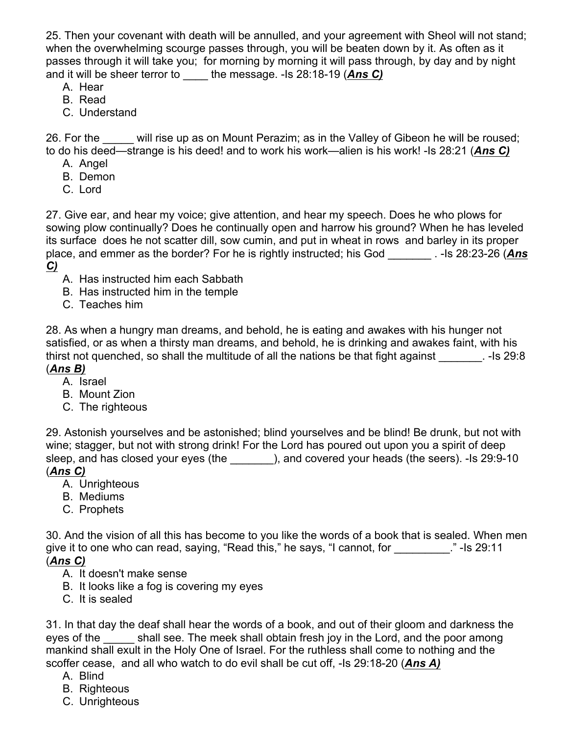25. Then your covenant with death will be annulled, and your agreement with Sheol will not stand; when the overwhelming scourge passes through, you will be beaten down by it. As often as it passes through it will take you; for morning by morning it will pass through, by day and by night and it will be sheer terror to ____ the message. -Is 28:18-19 (***Ans C)***

A. Hear
B. Read
C. Understand

26. For the _____ will rise up as on Mount Perazim; as in the Valley of Gibeon he will be roused; to do his deed—strange is his deed! and to work his work—alien is his work! -Is 28:21 (***Ans C)***

A. Angel
B. Demon
C. Lord

27. Give ear, and hear my voice; give attention, and hear my speech. Does he who plows for sowing plow continually? Does he continually open and harrow his ground? When he has leveled its surface does he not scatter dill, sow cumin, and put in wheat in rows and barley in its proper place, and emmer as the border? For he is rightly instructed; his God _______ . -Is 28:23-26 (***Ans C)***

A. Has instructed him each Sabbath
B. Has instructed him in the temple
C. Teaches him

28. As when a hungry man dreams, and behold, he is eating and awakes with his hunger not satisfied, or as when a thirsty man dreams, and behold, he is drinking and awakes faint, with his thirst not quenched, so shall the multitude of all the nations be that fight against _______. -Is 29:8 (***Ans B)***

A. Israel
B. Mount Zion
C. The righteous

29. Astonish yourselves and be astonished; blind yourselves and be blind! Be drunk, but not with wine; stagger, but not with strong drink! For the Lord has poured out upon you a spirit of deep sleep, and has closed your eyes (the _______), and covered your heads (the seers). -Is 29:9-10 (***Ans C)***

A. Unrighteous
B. Mediums
C. Prophets

30. And the vision of all this has become to you like the words of a book that is sealed. When men give it to one who can read, saying, "Read this," he says, "I cannot, for _________." -Is 29:11 (***Ans C)***

A. It doesn't make sense
B. It looks like a fog is covering my eyes
C. It is sealed

31. In that day the deaf shall hear the words of a book, and out of their gloom and darkness the eyes of the _____ shall see. The meek shall obtain fresh joy in the Lord, and the poor among mankind shall exult in the Holy One of Israel. For the ruthless shall come to nothing and the scoffer cease, and all who watch to do evil shall be cut off, -Is 29:18-20 (***Ans A)***

A. Blind
B. Righteous
C. Unrighteous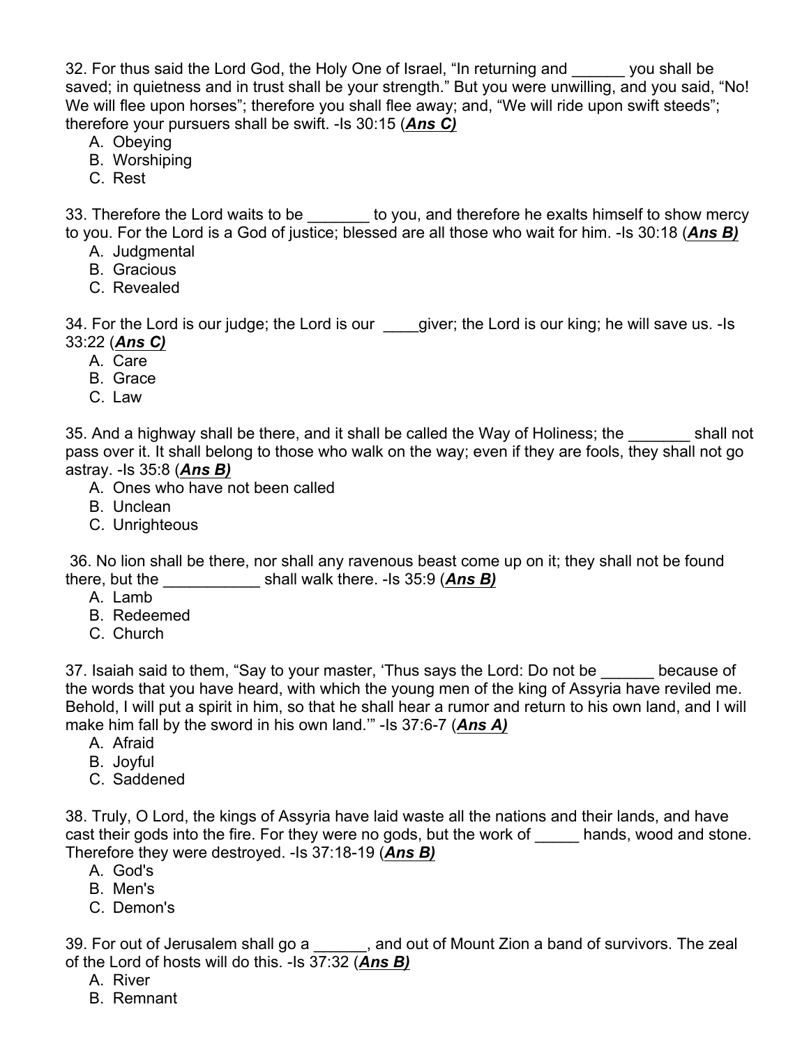32. For thus said the Lord God, the Holy One of Israel, "In returning and ______ you shall be saved; in quietness and in trust shall be your strength." But you were unwilling, and you said, "No! We will flee upon horses"; therefore you shall flee away; and, "We will ride upon swift steeds"; therefore your pursuers shall be swift. -Is 30:15 (***Ans C)***

A. Obeying
B. Worshiping
C. Rest

33. Therefore the Lord waits to be _______ to you, and therefore he exalts himself to show mercy to you. For the Lord is a God of justice; blessed are all those who wait for him. -Is 30:18 (***Ans B)***

A. Judgmental
B. Gracious
C. Revealed

34. For the Lord is our judge; the Lord is our ____giver; the Lord is our king; he will save us. -Is 33:22 (***Ans C)***

A. Care
B. Grace
C. Law

35. And a highway shall be there, and it shall be called the Way of Holiness; the _______ shall not pass over it. It shall belong to those who walk on the way; even if they are fools, they shall not go astray. -Is 35:8 (***Ans B)***

A. Ones who have not been called
B. Unclean
C. Unrighteous

36. No lion shall be there, nor shall any ravenous beast come up on it; they shall not be found there, but the ___________ shall walk there. -Is 35:9 (***Ans B)***

A. Lamb
B. Redeemed
C. Church

37. Isaiah said to them, "Say to your master, 'Thus says the Lord: Do not be ______ because of the words that you have heard, with which the young men of the king of Assyria have reviled me. Behold, I will put a spirit in him, so that he shall hear a rumor and return to his own land, and I will make him fall by the sword in his own land.'" -Is 37:6-7 (***Ans A)***

A. Afraid
B. Joyful
C. Saddened

38. Truly, O Lord, the kings of Assyria have laid waste all the nations and their lands, and have cast their gods into the fire. For they were no gods, but the work of _____ hands, wood and stone. Therefore they were destroyed. -Is 37:18-19 (***Ans B)***

A. God's
B. Men's
C. Demon's

39. For out of Jerusalem shall go a ______, and out of Mount Zion a band of survivors. The zeal of the Lord of hosts will do this. -Is 37:32 (***Ans B)***

A. River
B. Remnant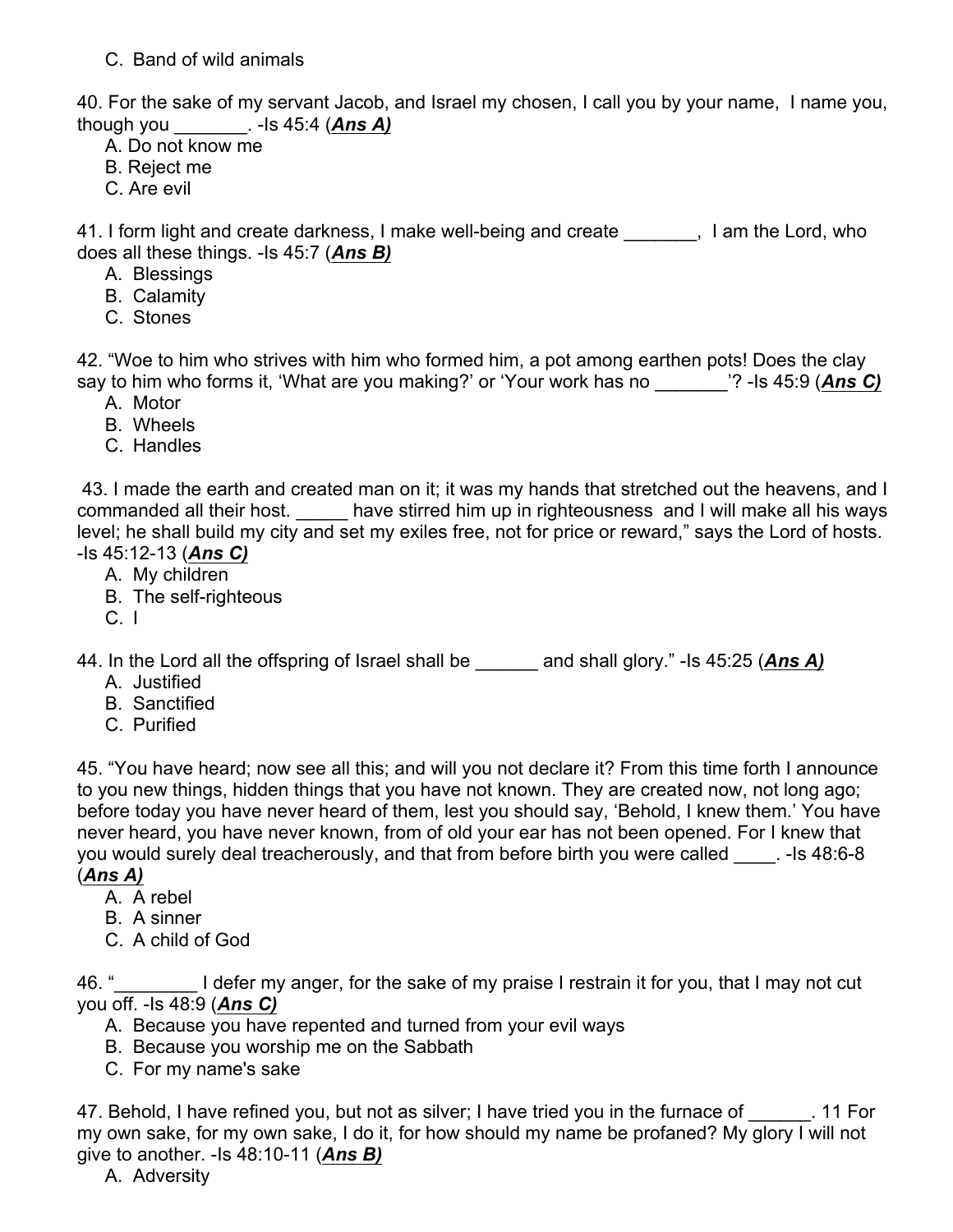C. Band of wild animals

40. For the sake of my servant Jacob, and Israel my chosen, I call you by your name, I name you, though you _______. -Is 45:4 (***Ans A)***

A. Do not know me
B. Reject me
C. Are evil

41. I form light and create darkness, I make well-being and create _______, I am the Lord, who does all these things. -Is 45:7 (***Ans B)***

A. Blessings
B. Calamity
C. Stones

42. “Woe to him who strives with him who formed him, a pot among earthen pots! Does the clay say to him who forms it, ‘What are you making?’ or ‘Your work has no _______’? -Is 45:9 (***Ans C)***

A. Motor
B. Wheels
C. Handles

43. I made the earth and created man on it; it was my hands that stretched out the heavens, and I commanded all their host. _____ have stirred him up in righteousness and I will make all his ways level; he shall build my city and set my exiles free, not for price or reward,” says the Lord of hosts. -Is 45:12-13 (***Ans C)***

A. My children
B. The self-righteous
C. I

44. In the Lord all the offspring of Israel shall be ______ and shall glory.” -Is 45:25 (***Ans A)***

A. Justified
B. Sanctified
C. Purified

45. “You have heard; now see all this; and will you not declare it? From this time forth I announce to you new things, hidden things that you have not known. They are created now, not long ago; before today you have never heard of them, lest you should say, ‘Behold, I knew them.’ You have never heard, you have never known, from of old your ear has not been opened. For I knew that you would surely deal treacherously, and that from before birth you were called ____. -Is 48:6-8 (***Ans A)***

A. A rebel
B. A sinner
C. A child of God

46. “________ I defer my anger, for the sake of my praise I restrain it for you, that I may not cut you off. -Is 48:9 (***Ans C)***

A. Because you have repented and turned from your evil ways
B. Because you worship me on the Sabbath
C. For my name's sake

47. Behold, I have refined you, but not as silver; I have tried you in the furnace of ______. 11 For my own sake, for my own sake, I do it, for how should my name be profaned? My glory I will not give to another. -Is 48:10-11 (***Ans B)***

A. Adversity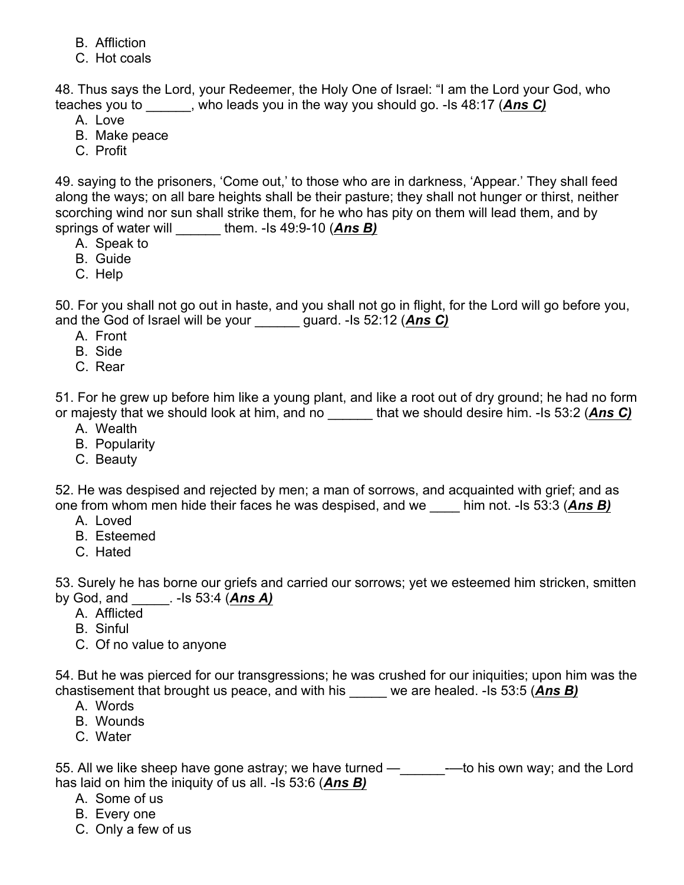B. Affliction
C. Hot coals

48. Thus says the Lord, your Redeemer, the Holy One of Israel: "I am the Lord your God, who teaches you to ______, who leads you in the way you should go. -Is 48:17 (***Ans C)***

A. Love
B. Make peace
C. Profit

49. saying to the prisoners, 'Come out,' to those who are in darkness, 'Appear.' They shall feed along the ways; on all bare heights shall be their pasture; they shall not hunger or thirst, neither scorching wind nor sun shall strike them, for he who has pity on them will lead them, and by springs of water will ______ them. -Is 49:9-10 (***Ans B)***

A. Speak to
B. Guide
C. Help

50. For you shall not go out in haste, and you shall not go in flight, for the Lord will go before you, and the God of Israel will be your ______ guard. -Is 52:12 (***Ans C)***

A. Front
B. Side
C. Rear

51. For he grew up before him like a young plant, and like a root out of dry ground; he had no form or majesty that we should look at him, and no ______ that we should desire him. -Is 53:2 (***Ans C)***

A. Wealth
B. Popularity
C. Beauty

52. He was despised and rejected by men; a man of sorrows, and acquainted with grief; and as one from whom men hide their faces he was despised, and we ____ him not. -Is 53:3 (***Ans B)***

A. Loved
B. Esteemed
C. Hated

53. Surely he has borne our griefs and carried our sorrows; yet we esteemed him stricken, smitten by God, and _____. -Is 53:4 (***Ans A)***

A. Afflicted
B. Sinful
C. Of no value to anyone

54. But he was pierced for our transgressions; he was crushed for our iniquities; upon him was the chastisement that brought us peace, and with his _____ we are healed. -Is 53:5 (***Ans B)***

A. Words
B. Wounds
C. Water

55. All we like sheep have gone astray; we have turned —______-—to his own way; and the Lord has laid on him the iniquity of us all. -Is 53:6 (***Ans B)***

A. Some of us
B. Every one
C. Only a few of us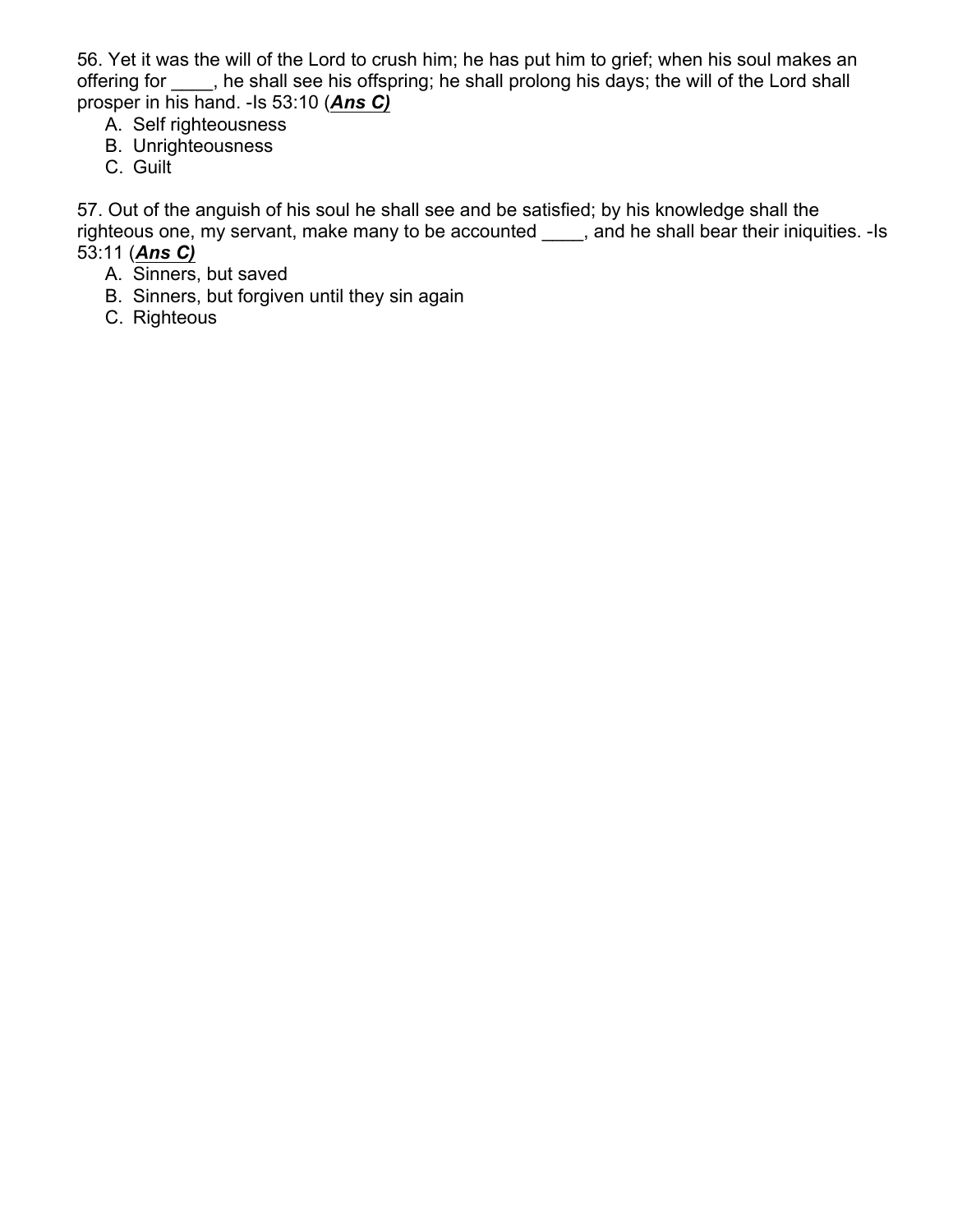56. Yet it was the will of the Lord to crush him; he has put him to grief; when his soul makes an offering for ____, he shall see his offspring; he shall prolong his days; the will of the Lord shall prosper in his hand. -Is 53:10 (***Ans C)***

A. Self righteousness
B. Unrighteousness
C. Guilt

57. Out of the anguish of his soul he shall see and be satisfied; by his knowledge shall the righteous one, my servant, make many to be accounted ____, and he shall bear their iniquities. -Is 53:11 (***Ans C)***

A. Sinners, but saved
B. Sinners, but forgiven until they sin again
C. Righteous